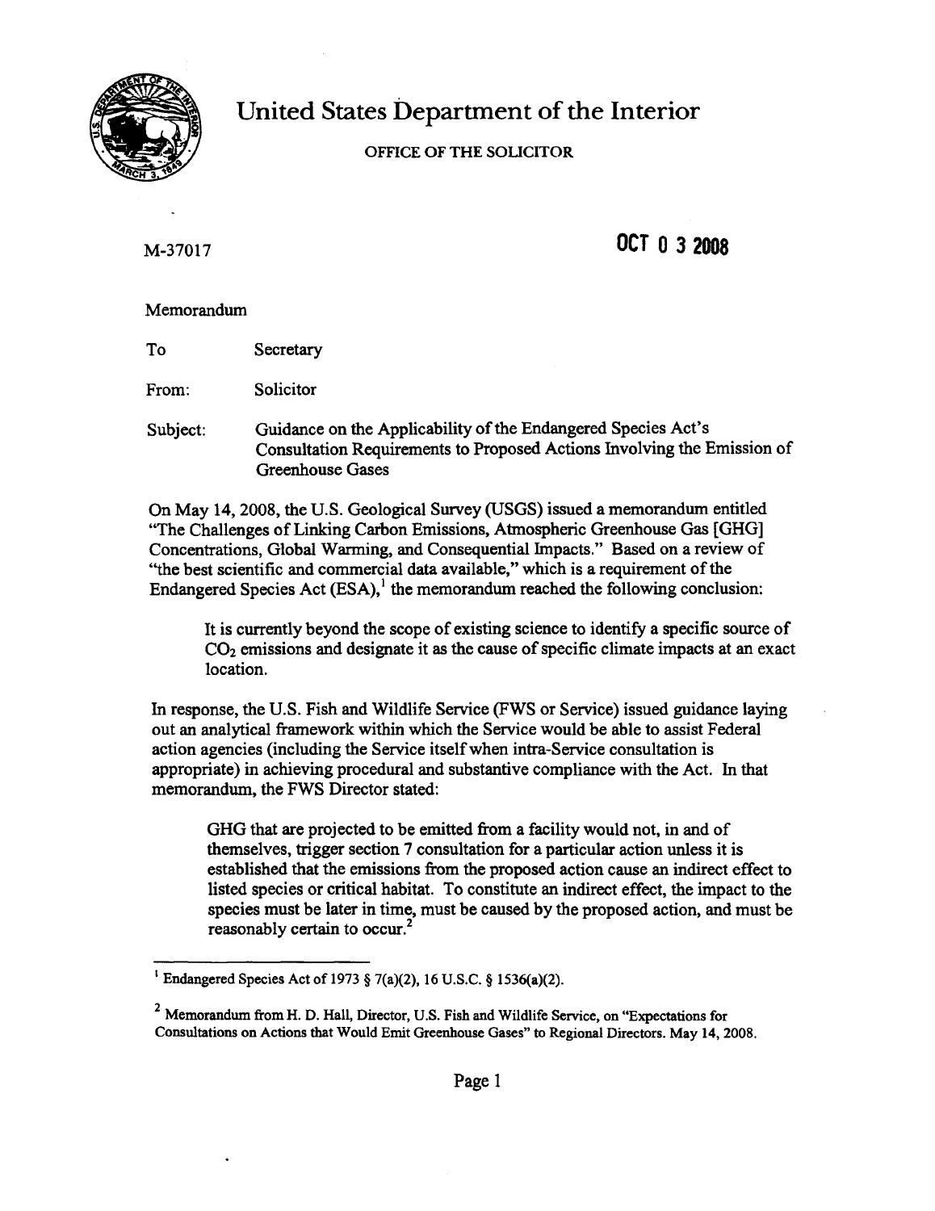# United States Department of the Interior

OFFICE OF THE SOLICITOR

M-37017

OCT 0 3 2008

Memorandum

To: Secretary

From: Solicitor

Subject: Guidance on the Applicability of the Endangered Species Act's Consultation Requirements to Proposed Actions Involving the Emission of Greenhouse Gases

On May 14, 2008, the U.S. Geological Survey (USGS) issued a memorandum entitled "The Challenges of Linking Carbon Emissions, Atmospheric Greenhouse Gas [GHG] Concentrations, Global Warming, and Consequential Impacts." Based on a review of "the best scientific and commercial data available," which is a requirement of the Endangered Species Act (ESA),[1] the memorandum reached the following conclusion:

> It is currently beyond the scope of existing science to identify a specific source of $CO_2$ emissions and designate it as the cause of specific climate impacts at an exact location.

In response, the U.S. Fish and Wildlife Service (FWS or Service) issued guidance laying out an analytical framework within which the Service would be able to assist Federal action agencies (including the Service itself when intra-Service consultation is appropriate) in achieving procedural and substantive compliance with the Act. In that memorandum, the FWS Director stated:

> GHG that are projected to be emitted from a facility would not, in and of themselves, trigger section 7 consultation for a particular action unless it is established that the emissions from the proposed action cause an indirect effect to listed species or critical habitat. To constitute an indirect effect, the impact to the species must be later in time, must be caused by the proposed action, and must be reasonably certain to occur.[2]

---

[1] Endangered Species Act of 1973 § 7(a)(2), 16 U.S.C. § 1536(a)(2).

[2] Memorandum from H. D. Hall, Director, U.S. Fish and Wildlife Service, on "Expectations for Consultations on Actions that Would Emit Greenhouse Gases" to Regional Directors. May 14, 2008.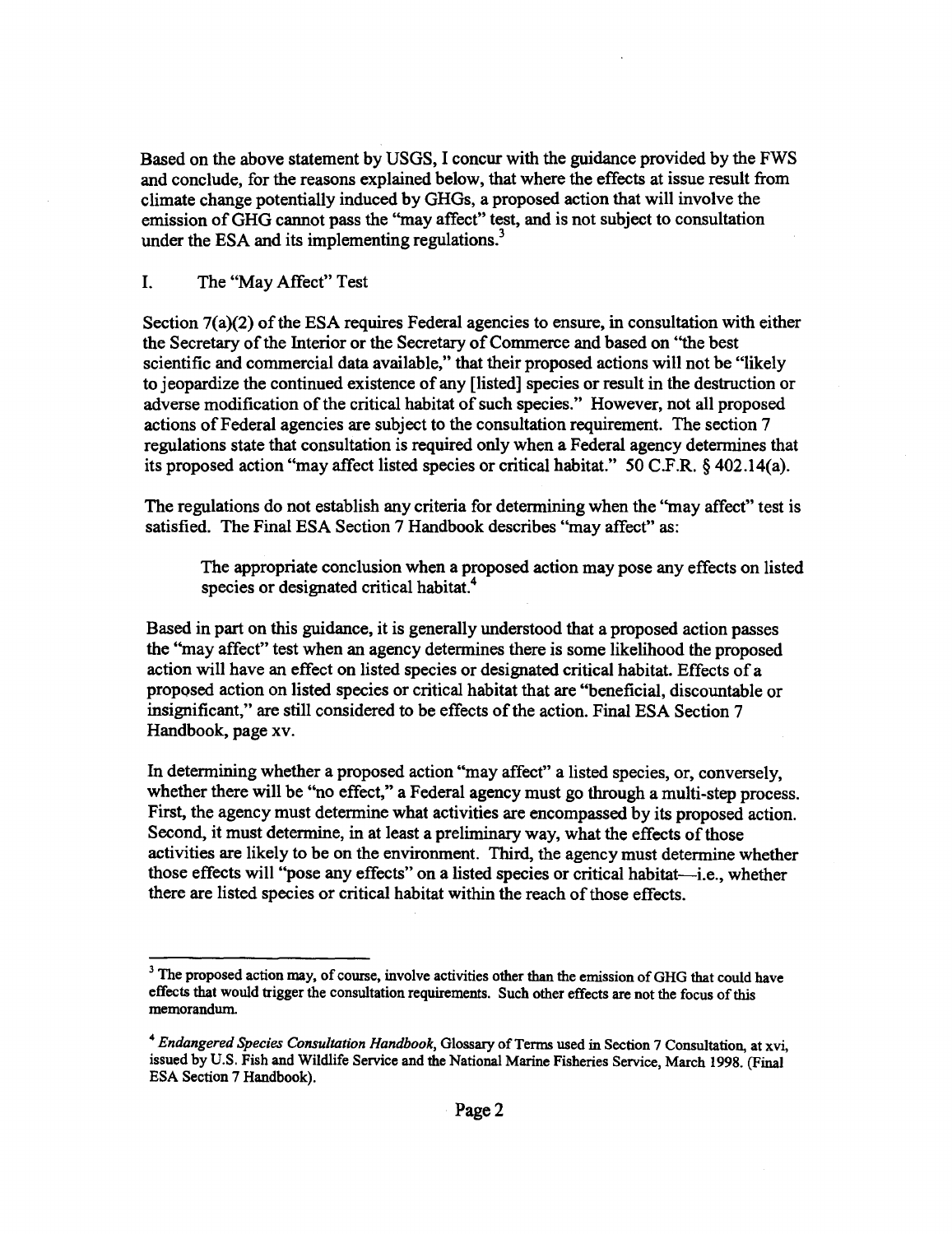Based on the above statement by USGS, I concur with the guidance provided by the FWS and conclude, for the reasons explained below, that where the effects at issue result from climate change potentially induced by GHGs, a proposed action that will involve the emission of GHG cannot pass the "may affect" test, and is not subject to consultation under the ESA and its implementing regulations.[3]

## I. The "May Affect" Test

Section 7(a)(2) of the ESA requires Federal agencies to ensure, in consultation with either the Secretary of the Interior or the Secretary of Commerce and based on "the best scientific and commercial data available," that their proposed actions will not be "likely to jeopardize the continued existence of any [listed] species or result in the destruction or adverse modification of the critical habitat of such species." However, not all proposed actions of Federal agencies are subject to the consultation requirement. The section 7 regulations state that consultation is required only when a Federal agency determines that its proposed action "may affect listed species or critical habitat." 50 C.F.R. § 402.14(a).

The regulations do not establish any criteria for determining when the "may affect" test is satisfied. The Final ESA Section 7 Handbook describes "may affect" as:

> The appropriate conclusion when a proposed action may pose any effects on listed species or designated critical habitat.[4]

Based in part on this guidance, it is generally understood that a proposed action passes the "may affect" test when an agency determines there is some likelihood the proposed action will have an effect on listed species or designated critical habitat. Effects of a proposed action on listed species or critical habitat that are "beneficial, discountable or insignificant," are still considered to be effects of the action. Final ESA Section 7 Handbook, page xv.

In determining whether a proposed action "may affect" a listed species, or, conversely, whether there will be "no effect," a Federal agency must go through a multi-step process. First, the agency must determine what activities are encompassed by its proposed action. Second, it must determine, in at least a preliminary way, what the effects of those activities are likely to be on the environment. Third, the agency must determine whether those effects will "pose any effects" on a listed species or critical habitat—i.e., whether there are listed species or critical habitat within the reach of those effects.

---

[3] The proposed action may, of course, involve activities other than the emission of GHG that could have effects that would trigger the consultation requirements. Such other effects are not the focus of this memorandum.

[4] *Endangered Species Consultation Handbook*, Glossary of Terms used in Section 7 Consultation, at xvi, issued by U.S. Fish and Wildlife Service and the National Marine Fisheries Service, March 1998. (Final ESA Section 7 Handbook).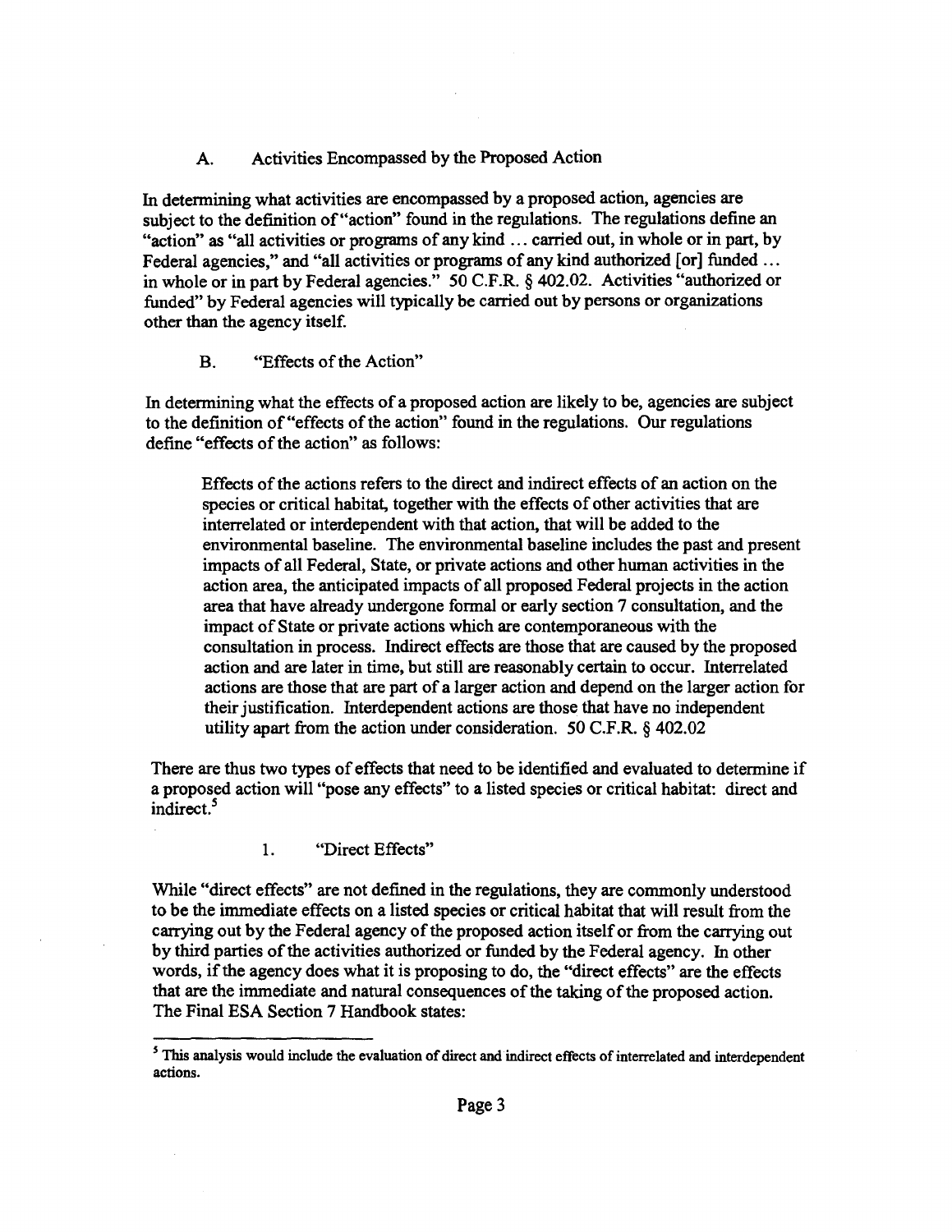### A. Activities Encompassed by the Proposed Action

In determining what activities are encompassed by a proposed action, agencies are subject to the definition of "action" found in the regulations. The regulations define an "action" as "all activities or programs of any kind ... carried out, in whole or in part, by Federal agencies," and "all activities or programs of any kind authorized [or] funded ... in whole or in part by Federal agencies." 50 C.F.R. § 402.02. Activities "authorized or funded" by Federal agencies will typically be carried out by persons or organizations other than the agency itself.

### B. "Effects of the Action"

In determining what the effects of a proposed action are likely to be, agencies are subject to the definition of "effects of the action" found in the regulations. Our regulations define "effects of the action" as follows:

> Effects of the actions refers to the direct and indirect effects of an action on the species or critical habitat, together with the effects of other activities that are interrelated or interdependent with that action, that will be added to the environmental baseline. The environmental baseline includes the past and present impacts of all Federal, State, or private actions and other human activities in the action area, the anticipated impacts of all proposed Federal projects in the action area that have already undergone formal or early section 7 consultation, and the impact of State or private actions which are contemporaneous with the consultation in process. Indirect effects are those that are caused by the proposed action and are later in time, but still are reasonably certain to occur. Interrelated actions are those that are part of a larger action and depend on the larger action for their justification. Interdependent actions are those that have no independent utility apart from the action under consideration. 50 C.F.R. § 402.02

There are thus two types of effects that need to be identified and evaluated to determine if a proposed action will "pose any effects" to a listed species or critical habitat: direct and indirect.[5]

#### 1. "Direct Effects"

While "direct effects" are not defined in the regulations, they are commonly understood to be the immediate effects on a listed species or critical habitat that will result from the carrying out by the Federal agency of the proposed action itself or from the carrying out by third parties of the activities authorized or funded by the Federal agency. In other words, if the agency does what it is proposing to do, the "direct effects" are the effects that are the immediate and natural consequences of the taking of the proposed action. The Final ESA Section 7 Handbook states:

---

[5] This analysis would include the evaluation of direct and indirect effects of interrelated and interdependent actions.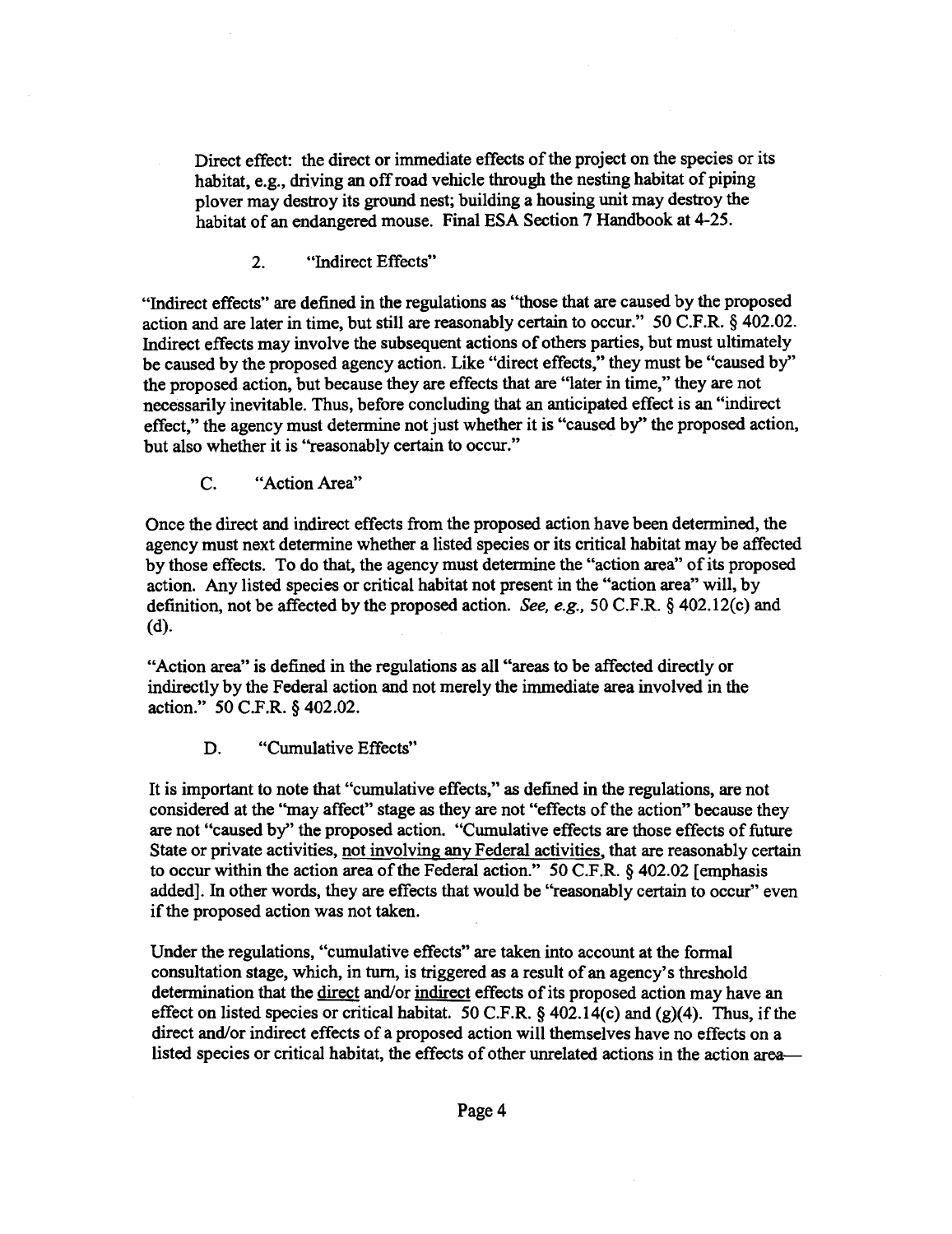Direct effect: the direct or immediate effects of the project on the species or its habitat, e.g., driving an off road vehicle through the nesting habitat of piping plover may destroy its ground nest; building a housing unit may destroy the habitat of an endangered mouse. Final ESA Section 7 Handbook at 4-25.

#### 2. "Indirect Effects"

"Indirect effects" are defined in the regulations as "those that are caused by the proposed action and are later in time, but still are reasonably certain to occur." 50 C.F.R. § 402.02. Indirect effects may involve the subsequent actions of others parties, but must ultimately be caused by the proposed agency action. Like "direct effects," they must be "caused by" the proposed action, but because they are effects that are "later in time," they are not necessarily inevitable. Thus, before concluding that an anticipated effect is an "indirect effect," the agency must determine not just whether it is "caused by" the proposed action, but also whether it is "reasonably certain to occur."

### C. "Action Area"

Once the direct and indirect effects from the proposed action have been determined, the agency must next determine whether a listed species or its critical habitat may be affected by those effects. To do that, the agency must determine the "action area" of its proposed action. Any listed species or critical habitat not present in the "action area" will, by definition, not be affected by the proposed action. *See, e.g.,* 50 C.F.R. § 402.12(c) and (d).

"Action area" is defined in the regulations as all "areas to be affected directly or indirectly by the Federal action and not merely the immediate area involved in the action." 50 C.F.R. § 402.02.

### D. "Cumulative Effects"

It is important to note that "cumulative effects," as defined in the regulations, are not considered at the "may affect" stage as they are not "effects of the action" because they are not "caused by" the proposed action. "Cumulative effects are those effects of future State or private activities, <u>not involving any Federal activities</u>, that are reasonably certain to occur within the action area of the Federal action." 50 C.F.R. § 402.02 [emphasis added]. In other words, they are effects that would be "reasonably certain to occur" even if the proposed action was not taken.

Under the regulations, "cumulative effects" are taken into account at the formal consultation stage, which, in turn, is triggered as a result of an agency's threshold determination that the <u>direct</u> and/or <u>indirect</u> effects of its proposed action may have an effect on listed species or critical habitat. 50 C.F.R. § 402.14(c) and (g)(4). Thus, if the direct and/or indirect effects of a proposed action will themselves have no effects on a listed species or critical habitat, the effects of other unrelated actions in the action area—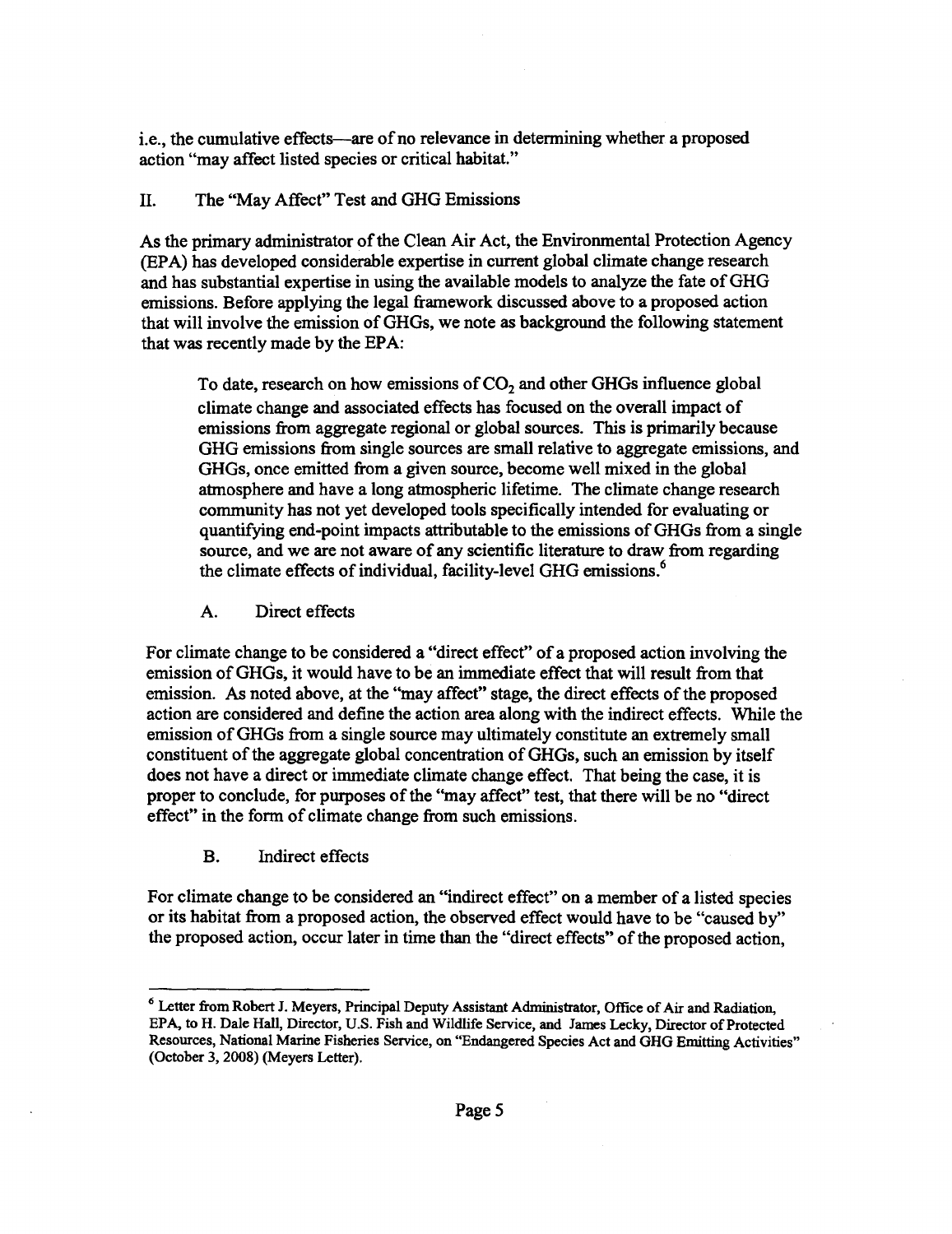i.e., the cumulative effects—are of no relevance in determining whether a proposed action "may affect listed species or critical habitat."

## II. The "May Affect" Test and GHG Emissions

As the primary administrator of the Clean Air Act, the Environmental Protection Agency (EPA) has developed considerable expertise in current global climate change research and has substantial expertise in using the available models to analyze the fate of GHG emissions. Before applying the legal framework discussed above to a proposed action that will involve the emission of GHGs, we note as background the following statement that was recently made by the EPA:

> To date, research on how emissions of $CO_2$ and other GHGs influence global climate change and associated effects has focused on the overall impact of emissions from aggregate regional or global sources. This is primarily because GHG emissions from single sources are small relative to aggregate emissions, and GHGs, once emitted from a given source, become well mixed in the global atmosphere and have a long atmospheric lifetime. The climate change research community has not yet developed tools specifically intended for evaluating or quantifying end-point impacts attributable to the emissions of GHGs from a single source, and we are not aware of any scientific literature to draw from regarding the climate effects of individual, facility-level GHG emissions.[6]

### A. Direct effects

For climate change to be considered a "direct effect" of a proposed action involving the emission of GHGs, it would have to be an immediate effect that will result from that emission. As noted above, at the "may affect" stage, the direct effects of the proposed action are considered and define the action area along with the indirect effects. While the emission of GHGs from a single source may ultimately constitute an extremely small constituent of the aggregate global concentration of GHGs, such an emission by itself does not have a direct or immediate climate change effect. That being the case, it is proper to conclude, for purposes of the "may affect" test, that there will be no "direct effect" in the form of climate change from such emissions.

### B. Indirect effects

For climate change to be considered an "indirect effect" on a member of a listed species or its habitat from a proposed action, the observed effect would have to be "caused by" the proposed action, occur later in time than the "direct effects" of the proposed action,

---

[6] Letter from Robert J. Meyers, Principal Deputy Assistant Administrator, Office of Air and Radiation, EPA, to H. Dale Hall, Director, U.S. Fish and Wildlife Service, and James Lecky, Director of Protected Resources, National Marine Fisheries Service, on "Endangered Species Act and GHG Emitting Activities" (October 3, 2008) (Meyers Letter).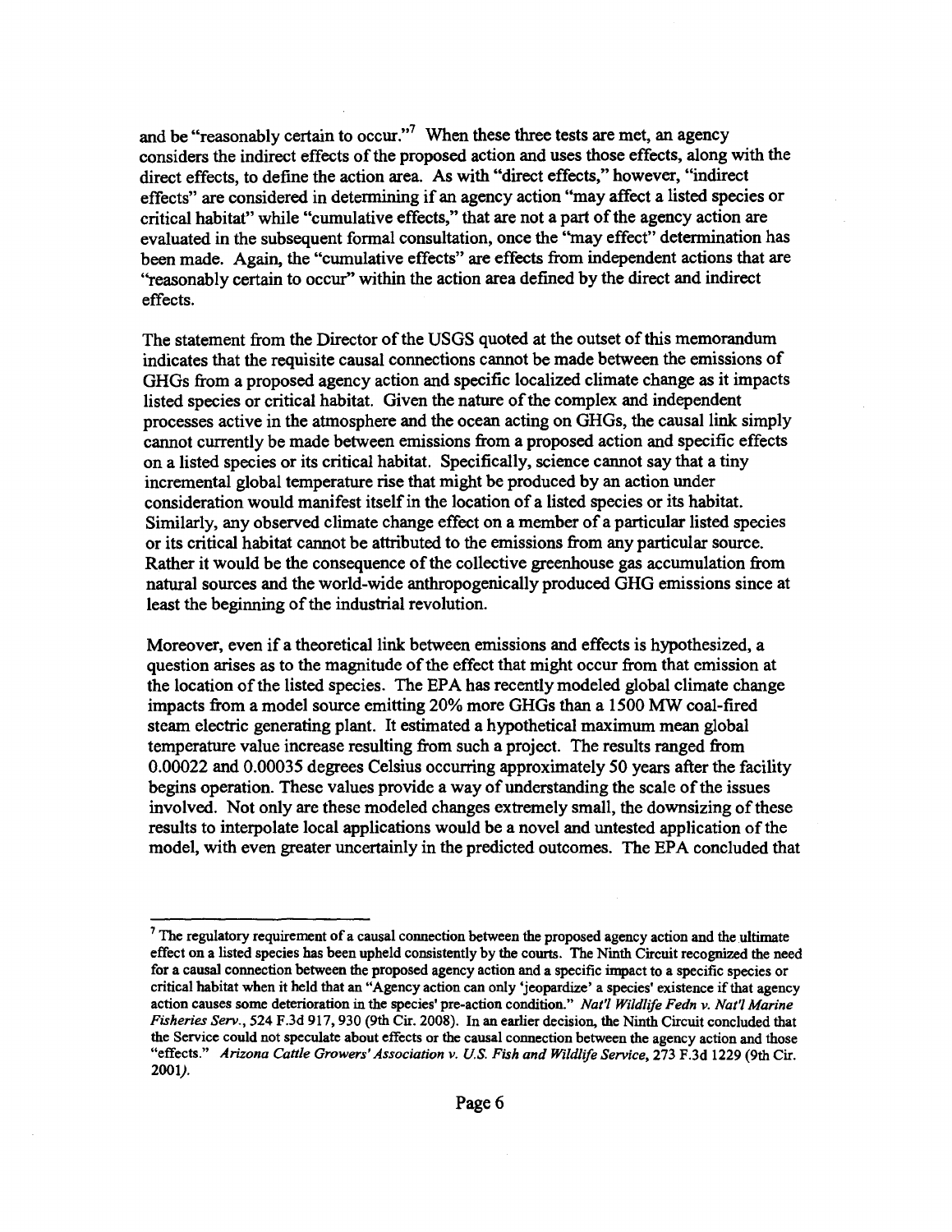and be "reasonably certain to occur."[7] When these three tests are met, an agency considers the indirect effects of the proposed action and uses those effects, along with the direct effects, to define the action area. As with "direct effects," however, "indirect effects" are considered in determining if an agency action "may affect a listed species or critical habitat" while "cumulative effects," that are not a part of the agency action are evaluated in the subsequent formal consultation, once the "may effect" determination has been made. Again, the "cumulative effects" are effects from independent actions that are "reasonably certain to occur" within the action area defined by the direct and indirect effects.

The statement from the Director of the USGS quoted at the outset of this memorandum indicates that the requisite causal connections cannot be made between the emissions of GHGs from a proposed agency action and specific localized climate change as it impacts listed species or critical habitat. Given the nature of the complex and independent processes active in the atmosphere and the ocean acting on GHGs, the causal link simply cannot currently be made between emissions from a proposed action and specific effects on a listed species or its critical habitat. Specifically, science cannot say that a tiny incremental global temperature rise that might be produced by an action under consideration would manifest itself in the location of a listed species or its habitat. Similarly, any observed climate change effect on a member of a particular listed species or its critical habitat cannot be attributed to the emissions from any particular source. Rather it would be the consequence of the collective greenhouse gas accumulation from natural sources and the world-wide anthropogenically produced GHG emissions since at least the beginning of the industrial revolution.

Moreover, even if a theoretical link between emissions and effects is hypothesized, a question arises as to the magnitude of the effect that might occur from that emission at the location of the listed species. The EPA has recently modeled global climate change impacts from a model source emitting 20% more GHGs than a 1500 MW coal-fired steam electric generating plant. It estimated a hypothetical maximum mean global temperature value increase resulting from such a project. The results ranged from 0.00022 and 0.00035 degrees Celsius occurring approximately 50 years after the facility begins operation. These values provide a way of understanding the scale of the issues involved. Not only are these modeled changes extremely small, the downsizing of these results to interpolate local applications would be a novel and untested application of the model, with even greater uncertainly in the predicted outcomes. The EPA concluded that

---

[7] The regulatory requirement of a causal connection between the proposed agency action and the ultimate effect on a listed species has been upheld consistently by the courts. The Ninth Circuit recognized the need for a causal connection between the proposed agency action and a specific impact to a specific species or critical habitat when it held that an "Agency action can only 'jeopardize' a species' existence if that agency action causes some deterioration in the species' pre-action condition." *Nat'l Wildlife Fedn v. Nat'l Marine Fisheries Serv.*, 524 F.3d 917, 930 (9th Cir. 2008). In an earlier decision, the Ninth Circuit concluded that the Service could not speculate about effects or the causal connection between the agency action and those "effects." *Arizona Cattle Growers' Association v. U.S. Fish and Wildlife Service*, 273 F.3d 1229 (9th Cir. 2001).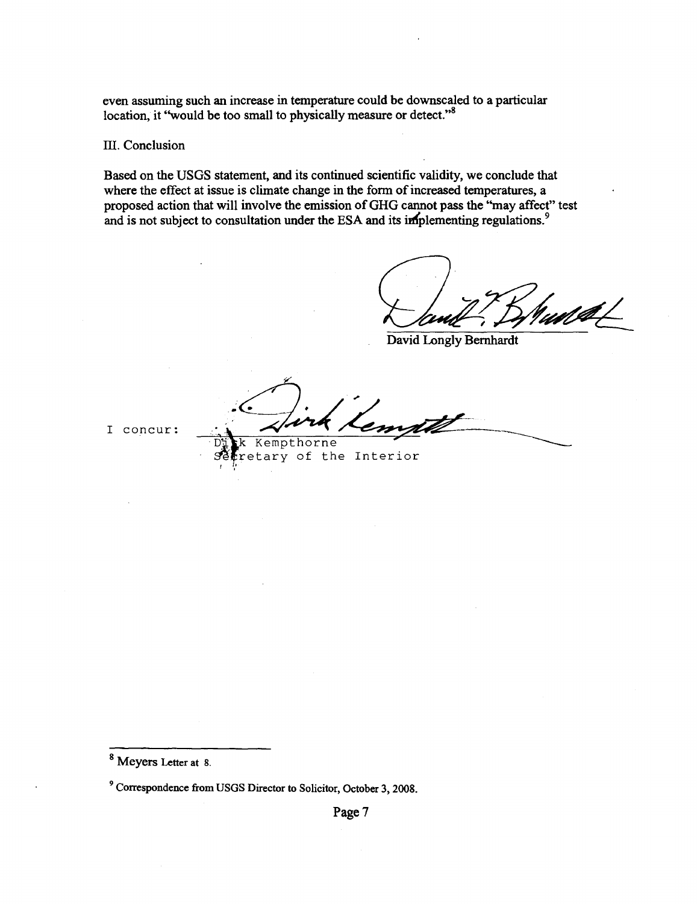even assuming such an increase in temperature could be downscaled to a particular location, it "would be too small to physically measure or detect."[8]

III. Conclusion

Based on the USGS statement, and its continued scientific validity, we conclude that where the effect at issue is climate change in the form of increased temperatures, a proposed action that will involve the emission of GHG cannot pass the "may affect" test and is not subject to consultation under the ESA and its implementing regulations.[9]

David Longly Bernhardt

I concur:

Dirk Kempthorne
Secretary of the Interior

---

[8] Meyers Letter at 8.

[9] Correspondence from USGS Director to Solicitor, October 3, 2008.